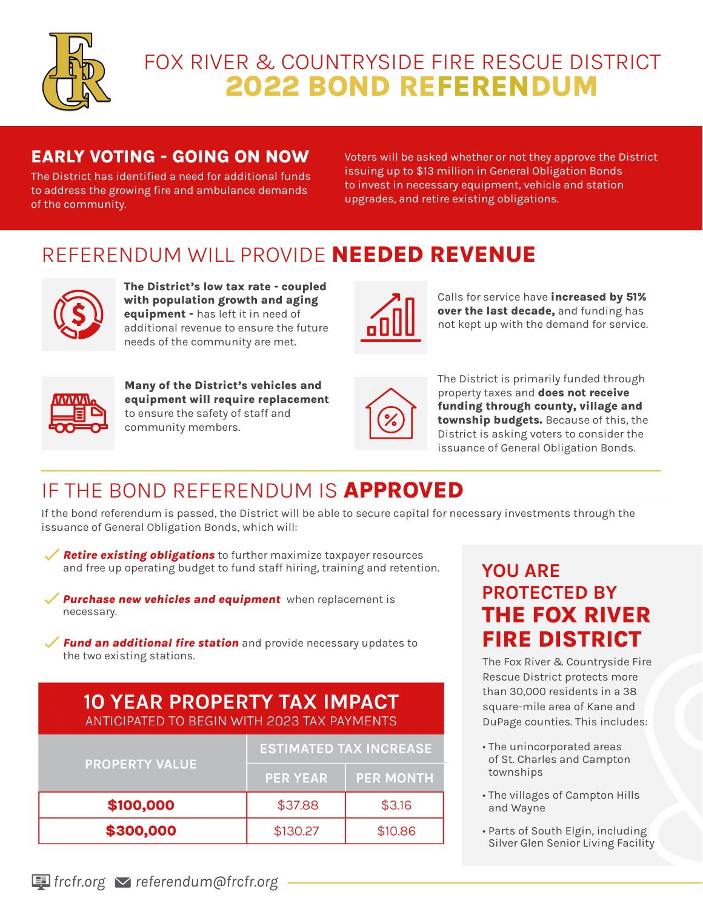# FOX RIVER & COUNTRYSIDE FIRE RESCUE DISTRICT
# 2022 BOND REFERENDUM

## EARLY VOTING - GOING ON NOW

The District has identified a need for additional funds to address the growing fire and ambulance demands of the community.

Voters will be asked whether or not they approve the District issuing up to $13 million in General Obligation Bonds to invest in necessary equipment, vehicle and station upgrades, and retire existing obligations.

## REFERENDUM WILL PROVIDE **NEEDED REVENUE**

**The District's low tax rate - coupled with population growth and aging equipment -** has left it in need of additional revenue to ensure the future needs of the community are met.

Calls for service have **increased by 51% over the last decade,** and funding has not kept up with the demand for service.

**Many of the District's vehicles and equipment will require replacement** to ensure the safety of staff and community members.

The District is primarily funded through property taxes and **does not receive funding through county, village and township budgets.** Because of this, the District is asking voters to consider the issuance of General Obligation Bonds.

## IF THE BOND REFERENDUM IS **APPROVED**

If the bond referendum is passed, the District will be able to secure capital for necessary investments through the issuance of General Obligation Bonds, which will:

- ✓ ***Retire existing obligations*** to further maximize taxpayer resources and free up operating budget to fund staff hiring, training and retention.
- ✓ ***Purchase new vehicles and equipment*** when replacement is necessary.
- ✓ ***Fund an additional fire station*** and provide necessary updates to the two existing stations.

### 10 YEAR PROPERTY TAX IMPACT
ANTICIPATED TO BEGIN WITH 2023 TAX PAYMENTS

| PROPERTY VALUE | ESTIMATED TAX INCREASE | |
|---|---|---|
| | PER YEAR | PER MONTH |
| **$100,000** | $37.88 | $3.16 |
| **$300,000** | $130.27 | $10.86 |

## YOU ARE PROTECTED BY THE FOX RIVER FIRE DISTRICT

The Fox River & Countryside Fire Rescue District protects more than 30,000 residents in a 38 square-mile area of Kane and DuPage counties. This includes:

- The unincorporated areas of St. Charles and Campton townships
- The villages of Campton Hills and Wayne
- Parts of South Elgin, including Silver Glen Senior Living Facility

frcfr.org referendum@frcfr.org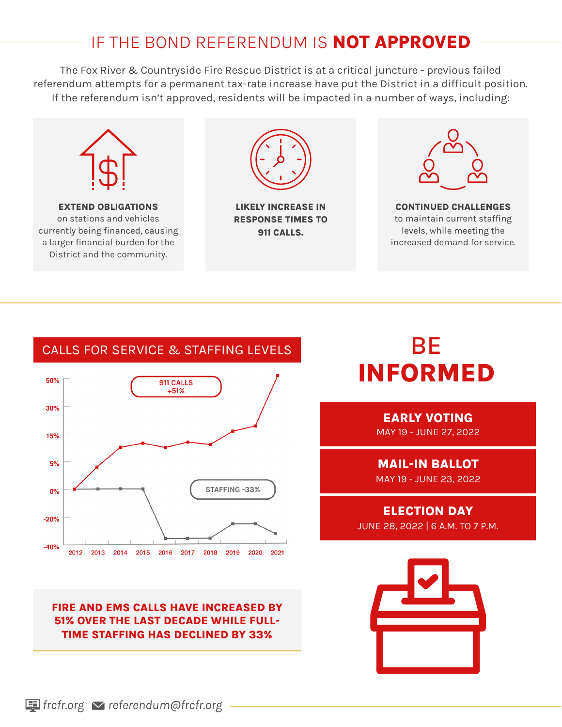## IF THE BOND REFERENDUM IS **NOT APPROVED**

The Fox River & Countryside Fire Rescue District is at a critical juncture - previous failed referendum attempts for a permanent tax-rate increase have put the District in a difficult position. If the referendum isn't approved, residents will be impacted in a number of ways, including:

**EXTEND OBLIGATIONS** on stations and vehicles currently being financed, causing a larger financial burden for the District and the community.

**LIKELY INCREASE IN RESPONSE TIMES TO 911 CALLS.**

**CONTINUED CHALLENGES** to maintain current staffing levels, while meeting the increased demand for service.

### CALLS FOR SERVICE & STAFFING LEVELS

911 CALLS +51%

STAFFING -33%

50%
30%
15%
5%
0%
-20%
-40%

2012 2013 2014 2015 2016 2017 2018 2019 2020 2021

**FIRE AND EMS CALLS HAVE INCREASED BY 51% OVER THE LAST DECADE WHILE FULL-TIME STAFFING HAS DECLINED BY 33%**

## BE **INFORMED**

**EARLY VOTING**
MAY 19 - JUNE 27, 2022

**MAIL-IN BALLOT**
MAY 19 - JUNE 23, 2022

**ELECTION DAY**
JUNE 28, 2022 | 6 A.M. TO 7 P.M.

*frcfr.org* *referendum@frcfr.org*